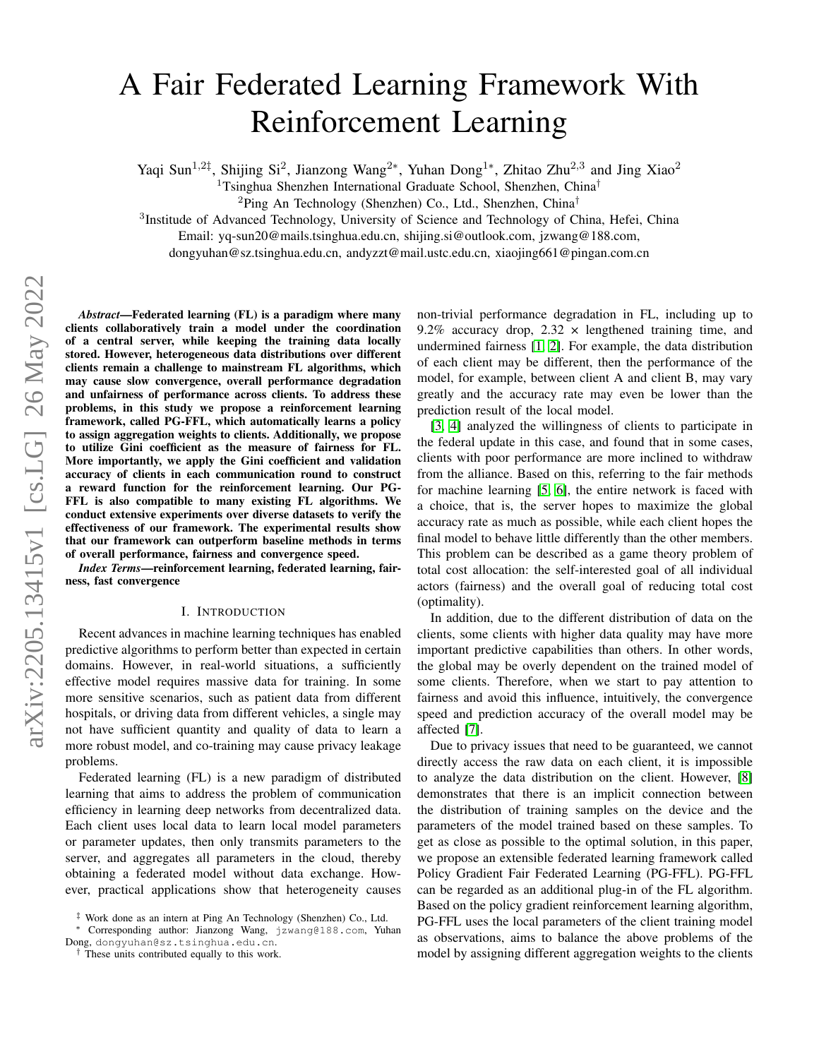# A Fair Federated Learning Framework With Reinforcement Learning

Yaqi Sun[1,2‡], Shijing Si[2], Jianzong Wang[2*], Yuhan Dong[1*], Zhitao Zhu[2,3] and Jing Xiao[2]

[1]Tsinghua Shenzhen International Graduate School, Shenzhen, China[†]

[2]Ping An Technology (Shenzhen) Co., Ltd., Shenzhen, China[†]

[3]Institude of Advanced Technology, University of Science and Technology of China, Hefei, China

Email: yq-sun20@mails.tsinghua.edu.cn, shijing.si@outlook.com, jzwang@188.com, dongyuhan@sz.tsinghua.edu.cn, andyzzt@mail.ustc.edu.cn, xiaojing661@pingan.com.cn

***Abstract*—Federated learning (FL) is a paradigm where many clients collaboratively train a model under the coordination of a central server, while keeping the training data locally stored. However, heterogeneous data distributions over different clients remain a challenge to mainstream FL algorithms, which may cause slow convergence, overall performance degradation and unfairness of performance across clients. To address these problems, in this study we propose a reinforcement learning framework, called PG-FFL, which automatically learns a policy to assign aggregation weights to clients. Additionally, we propose to utilize Gini coefficient as the measure of fairness for FL. More importantly, we apply the Gini coefficient and validation accuracy of clients in each communication round to construct a reward function for the reinforcement learning. Our PG-FFL is also compatible to many existing FL algorithms. We conduct extensive experiments over diverse datasets to verify the effectiveness of our framework. The experimental results show that our framework can outperform baseline methods in terms of overall performance, fairness and convergence speed.**

***Index Terms*—reinforcement learning, federated learning, fairness, fast convergence**

## I. Introduction

Recent advances in machine learning techniques has enabled predictive algorithms to perform better than expected in certain domains. However, in real-world situations, a sufficiently effective model requires massive data for training. In some more sensitive scenarios, such as patient data from different hospitals, or driving data from different vehicles, a single may not have sufficient quantity and quality of data to learn a more robust model, and co-training may cause privacy leakage problems.

Federated learning (FL) is a new paradigm of distributed learning that aims to address the problem of communication efficiency in learning deep networks from decentralized data. Each client uses local data to learn local model parameters or parameter updates, then only transmits parameters to the server, and aggregates all parameters in the cloud, thereby obtaining a federated model without data exchange. However, practical applications show that heterogeneity causes non-trivial performance degradation in FL, including up to 9.2% accuracy drop, 2.32 × lengthened training time, and undermined fairness [1, 2]. For example, the data distribution of each client may be different, then the performance of the model, for example, between client A and client B, may vary greatly and the accuracy rate may even be lower than the prediction result of the local model.

[3, 4] analyzed the willingness of clients to participate in the federal update in this case, and found that in some cases, clients with poor performance are more inclined to withdraw from the alliance. Based on this, referring to the fair methods for machine learning [5, 6], the entire network is faced with a choice, that is, the server hopes to maximize the global accuracy rate as much as possible, while each client hopes the final model to behave little differently than the other members. This problem can be described as a game theory problem of total cost allocation: the self-interested goal of all individual actors (fairness) and the overall goal of reducing total cost (optimality).

In addition, due to the different distribution of data on the clients, some clients with higher data quality may have more important predictive capabilities than others. In other words, the global may be overly dependent on the trained model of some clients. Therefore, when we start to pay attention to fairness and avoid this influence, intuitively, the convergence speed and prediction accuracy of the overall model may be affected [7].

Due to privacy issues that need to be guaranteed, we cannot directly access the raw data on each client, it is impossible to analyze the data distribution on the client. However, [8] demonstrates that there is an implicit connection between the distribution of training samples on the device and the parameters of the model trained based on these samples. To get as close as possible to the optimal solution, in this paper, we propose an extensible federated learning framework called Policy Gradient Fair Federated Learning (PG-FFL). PG-FFL can be regarded as an additional plug-in of the FL algorithm. Based on the policy gradient reinforcement learning algorithm, PG-FFL uses the local parameters of the client training model as observations, aims to balance the above problems of the model by assigning different aggregation weights to the clients

‡ Work done as an intern at Ping An Technology (Shenzhen) Co., Ltd.

* Corresponding author: Jianzong Wang, jzwang@188.com, Yuhan Dong, dongyuhan@sz.tsinghua.edu.cn.

† These units contributed equally to this work.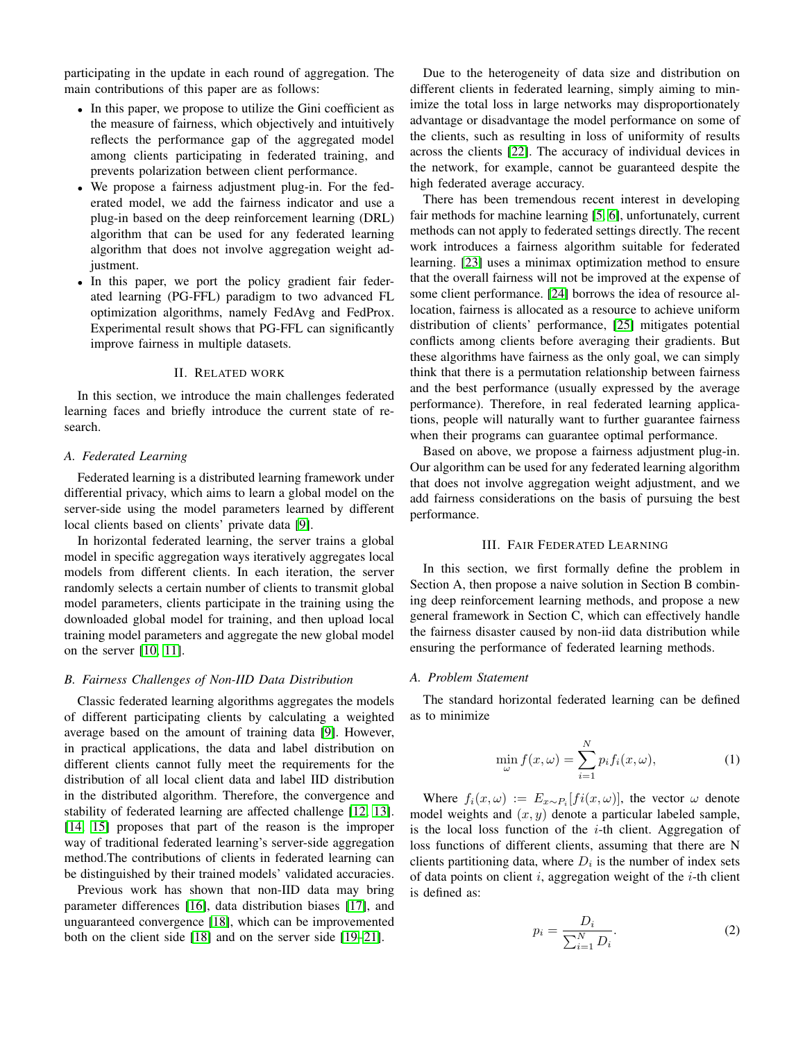participating in the update in each round of aggregation. The main contributions of this paper are as follows:

- In this paper, we propose to utilize the Gini coefficient as the measure of fairness, which objectively and intuitively reflects the performance gap of the aggregated model among clients participating in federated training, and prevents polarization between client performance.
- We propose a fairness adjustment plug-in. For the federated model, we add the fairness indicator and use a plug-in based on the deep reinforcement learning (DRL) algorithm that can be used for any federated learning algorithm that does not involve aggregation weight adjustment.
- In this paper, we port the policy gradient fair federated learning (PG-FFL) paradigm to two advanced FL optimization algorithms, namely FedAvg and FedProx. Experimental result shows that PG-FFL can significantly improve fairness in multiple datasets.

## II. Related work

In this section, we introduce the main challenges federated learning faces and briefly introduce the current state of research.

### A. Federated Learning

Federated learning is a distributed learning framework under differential privacy, which aims to learn a global model on the server-side using the model parameters learned by different local clients based on clients' private data [9].

In horizontal federated learning, the server trains a global model in specific aggregation ways iteratively aggregates local models from different clients. In each iteration, the server randomly selects a certain number of clients to transmit global model parameters, clients participate in the training using the downloaded global model for training, and then upload local training model parameters and aggregate the new global model on the server [10, 11].

### B. Fairness Challenges of Non-IID Data Distribution

Classic federated learning algorithms aggregates the models of different participating clients by calculating a weighted average based on the amount of training data [9]. However, in practical applications, the data and label distribution on different clients cannot fully meet the requirements for the distribution of all local client data and label IID distribution in the distributed algorithm. Therefore, the convergence and stability of federated learning are affected challenge [12, 13]. [14, 15] proposes that part of the reason is the improper way of traditional federated learning's server-side aggregation method.The contributions of clients in federated learning can be distinguished by their trained models' validated accuracies.

Previous work has shown that non-IID data may bring parameter differences [16], data distribution biases [17], and unguaranteed convergence [18], which can be improvemented both on the client side [18] and on the server side [19–21].

Due to the heterogeneity of data size and distribution on different clients in federated learning, simply aiming to minimize the total loss in large networks may disproportionately advantage or disadvantage the model performance on some of the clients, such as resulting in loss of uniformity of results across the clients [22]. The accuracy of individual devices in the network, for example, cannot be guaranteed despite the high federated average accuracy.

There has been tremendous recent interest in developing fair methods for machine learning [5, 6], unfortunately, current methods can not apply to federated settings directly. The recent work introduces a fairness algorithm suitable for federated learning. [23] uses a minimax optimization method to ensure that the overall fairness will not be improved at the expense of some client performance. [24] borrows the idea of resource allocation, fairness is allocated as a resource to achieve uniform distribution of clients' performance, [25] mitigates potential conflicts among clients before averaging their gradients. But these algorithms have fairness as the only goal, we can simply think that there is a permutation relationship between fairness and the best performance (usually expressed by the average performance). Therefore, in real federated learning applications, people will naturally want to further guarantee fairness when their programs can guarantee optimal performance.

Based on above, we propose a fairness adjustment plug-in. Our algorithm can be used for any federated learning algorithm that does not involve aggregation weight adjustment, and we add fairness considerations on the basis of pursuing the best performance.

## III. Fair Federated Learning

In this section, we first formally define the problem in Section A, then propose a naive solution in Section B combining deep reinforcement learning methods, and propose a new general framework in Section C, which can effectively handle the fairness disaster caused by non-iid data distribution while ensuring the performance of federated learning methods.

### A. Problem Statement

The standard horizontal federated learning can be defined as to minimize

$$\min_{\omega} f(x, \omega) = \sum_{i=1}^{N} p_i f_i(x, \omega), \tag{1}$$

Where $f_i(x, \omega) := E_{x \sim P_i}[fi(x, \omega)]$, the vector $\omega$ denote model weights and $(x, y)$ denote a particular labeled sample, is the local loss function of the $i$-th client. Aggregation of loss functions of different clients, assuming that there are N clients partitioning data, where $D_i$ is the number of index sets of data points on client $i$, aggregation weight of the $i$-th client is defined as:

$$p_i = \frac{D_i}{\sum_{i=1}^{N} D_i}. \tag{2}$$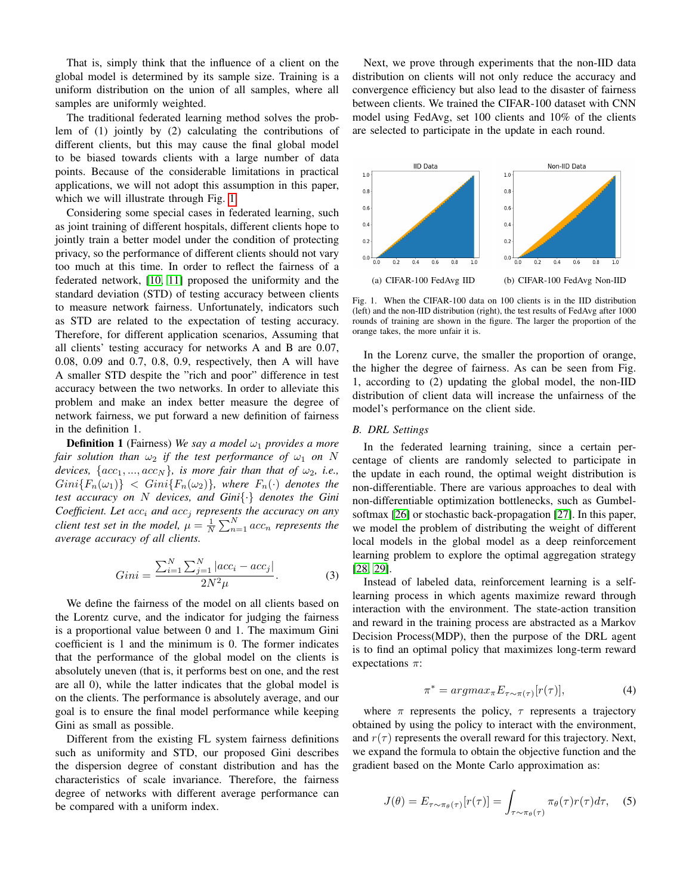That is, simply think that the influence of a client on the global model is determined by its sample size. Training is a uniform distribution on the union of all samples, where all samples are uniformly weighted.

The traditional federated learning method solves the problem of (1) jointly by (2) calculating the contributions of different clients, but this may cause the final global model to be biased towards clients with a large number of data points. Because of the considerable limitations in practical applications, we will not adopt this assumption in this paper, which we will illustrate through Fig. 1.

Considering some special cases in federated learning, such as joint training of different hospitals, different clients hope to jointly train a better model under the condition of protecting privacy, so the performance of different clients should not vary too much at this time. In order to reflect the fairness of a federated network, [10, 11] proposed the uniformity and the standard deviation (STD) of testing accuracy between clients to measure network fairness. Unfortunately, indicators such as STD are related to the expectation of testing accuracy. Therefore, for different application scenarios, Assuming that all clients' testing accuracy for networks A and B are 0.07, 0.08, 0.09 and 0.7, 0.8, 0.9, respectively, then A will have A smaller STD despite the "rich and poor" difference in test accuracy between the two networks. In order to alleviate this problem and make an index better measure the degree of network fairness, we put forward a new definition of fairness in the definition 1.

**Definition 1** (Fairness) *We say a model $\omega_1$ provides a more fair solution than $\omega_2$ if the test performance of $\omega_1$ on $N$ devices, $\{acc_1, ..., acc_N\}$, is more fair than that of $\omega_2$, i.e., $Gini\{F_n(\omega_1)\} < Gini\{F_n(\omega_2)\}$, where $F_n(\cdot)$ denotes the test accuracy on $N$ devices, and $Gini\{\cdot\}$ denotes the Gini Coefficient. Let $acc_i$ and $acc_j$ represents the accuracy on any client test set in the model, $\mu = \frac{1}{N}\sum_{n=1}^{N} acc_n$ represents the average accuracy of all clients.*

$$Gini = \frac{\sum_{i=1}^{N}\sum_{j=1}^{N}|acc_i - acc_j|}{2N^2\mu}. \quad (3)$$

We define the fairness of the model on all clients based on the Lorentz curve, and the indicator for judging the fairness is a proportional value between 0 and 1. The maximum Gini coefficient is 1 and the minimum is 0. The former indicates that the performance of the global model on the clients is absolutely uneven (that is, it performs best on one, and the rest are all 0), while the latter indicates that the global model is on the clients. The performance is absolutely average, and our goal is to ensure the final model performance while keeping Gini as small as possible.

Different from the existing FL system fairness definitions such as uniformity and STD, our proposed Gini describes the dispersion degree of constant distribution and has the characteristics of scale invariance. Therefore, the fairness degree of networks with different average performance can be compared with a uniform index.

Next, we prove through experiments that the non-IID data distribution on clients will not only reduce the accuracy and convergence efficiency but also lead to the disaster of fairness between clients. We trained the CIFAR-100 dataset with CNN model using FedAvg, set 100 clients and 10% of the clients are selected to participate in the update in each round.

(a) CIFAR-100 FedAvg IID

(b) CIFAR-100 FedAvg Non-IID

Fig. 1. When the CIFAR-100 data on 100 clients is in the IID distribution (left) and the non-IID distribution (right), the test results of FedAvg after 1000 rounds of training are shown in the figure. The larger the proportion of the orange takes, the more unfair it is.

In the Lorenz curve, the smaller the proportion of orange, the higher the degree of fairness. As can be seen from Fig. 1, according to (2) updating the global model, the non-IID distribution of client data will increase the unfairness of the model's performance on the client side.

## B. DRL Settings

In the federated learning training, since a certain percentage of clients are randomly selected to participate in the update in each round, the optimal weight distribution is non-differentiable. There are various approaches to deal with non-differentiable optimization bottlenecks, such as Gumbel-softmax [26] or stochastic back-propagation [27]. In this paper, we model the problem of distributing the weight of different local models in the global model as a deep reinforcement learning problem to explore the optimal aggregation strategy [28, 29].

Instead of labeled data, reinforcement learning is a self-learning process in which agents maximize reward through interaction with the environment. The state-action transition and reward in the training process are abstracted as a Markov Decision Process(MDP), then the purpose of the DRL agent is to find an optimal policy that maximizes long-term reward expectations $\pi$:

$$\pi^* = argmax_{\pi} E_{\tau\sim\pi(\tau)}[r(\tau)], \quad (4)$$

where $\pi$ represents the policy, $\tau$ represents a trajectory obtained by using the policy to interact with the environment, and $r(\tau)$ represents the overall reward for this trajectory. Next, we expand the formula to obtain the objective function and the gradient based on the Monte Carlo approximation as:

$$J(\theta) = E_{\tau\sim\pi_\theta(\tau)}[r(\tau)] = \int_{\tau\sim\pi_\theta(\tau)} \pi_\theta(\tau) r(\tau) d\tau, \quad (5)$$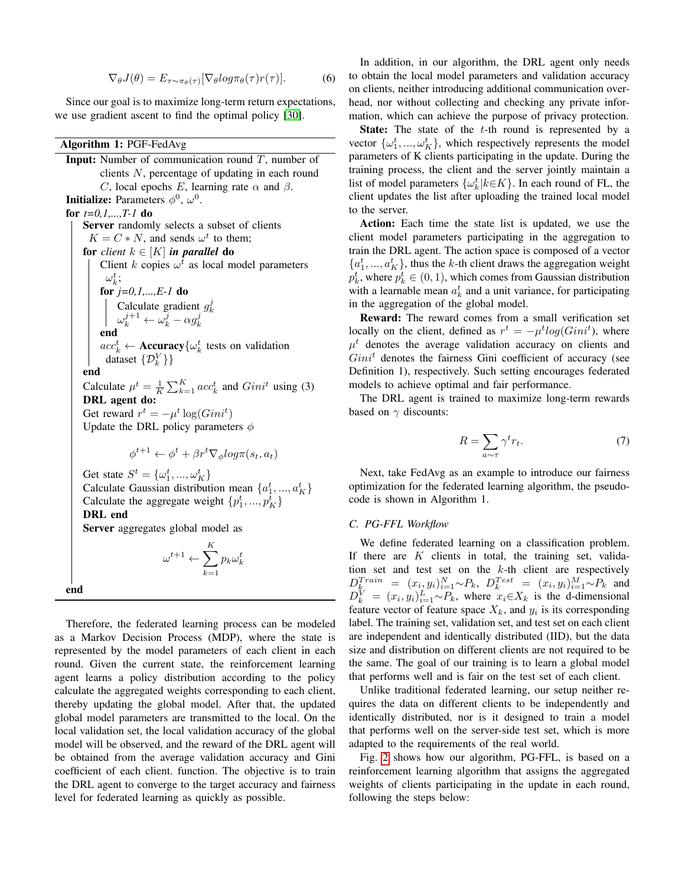$$\nabla_\theta J(\theta) = E_{\tau \sim \pi_\theta(\tau)}[\nabla_\theta log\pi_\theta(\tau) r(\tau)]. \tag{6}$$

Since our goal is to maximize long-term return expectations, we use gradient ascent to find the optimal policy [30].

**Algorithm 1:** PGF-FedAvg

**Input:** Number of communication round $T$, number of clients $N$, percentage of updating in each round $C$, local epochs $E$, learning rate $\alpha$ and $\beta$.
**Initialize:** Parameters $\phi^0$, $\omega^0$.
**for** *t=0,1,...,T-1* **do**
  **Server** randomly selects a subset of clients $K = C * N$, and sends $\omega^t$ to them;
  **for** *client* $k \in [K]$ ***in parallel*** **do**
    Client $k$ copies $\omega^t$ as local model parameters $\omega_k^t$;
    **for** *j=0,1,...,E-1* **do**
      Calculate gradient $g_k^j$
      $\omega_k^{j+1} \leftarrow \omega_k^j - \alpha g_k^j$
    **end**
    $acc_k^t \leftarrow$ **Accuracy**$\{\omega_k^t$ tests on validation dataset $\{\mathcal{D}_k^V\}\}$
  **end**
  Calculate $\mu^t = \frac{1}{K}\sum_{k=1}^{K} acc_k^t$ and $Gini^t$ using (3)
  **DRL agent do:**
  Get reward $r^t = -\mu^t \log(Gini^t)$
  Update the DRL policy parameters $\phi$

$$\phi^{t+1} \leftarrow \phi^t + \beta r^t \nabla_\phi log\pi(s_t, a_t)$$

  Get state $S^t = \{\omega_1^t, ..., \omega_K^t\}$
  Calculate Gaussian distribution mean $\{a_1^t, ..., a_K^t\}$
  Calculate the aggregate weight $\{p_1^t, ..., p_K^t\}$
  **DRL end**
  **Server** aggregates global model as

$$\omega^{t+1} \leftarrow \sum_{k=1}^{K} p_k \omega_k^t$$

**end**

Therefore, the federated learning process can be modeled as a Markov Decision Process (MDP), where the state is represented by the model parameters of each client in each round. Given the current state, the reinforcement learning agent learns a policy distribution according to the policy calculate the aggregated weights corresponding to each client, thereby updating the global model. After that, the updated global model parameters are transmitted to the local. On the local validation set, the local validation accuracy of the global model will be observed, and the reward of the DRL agent will be obtained from the average validation accuracy and Gini coefficient of each client. function. The objective is to train the DRL agent to converge to the target accuracy and fairness level for federated learning as quickly as possible.

In addition, in our algorithm, the DRL agent only needs to obtain the local model parameters and validation accuracy on clients, neither introducing additional communication overhead, nor without collecting and checking any private information, which can achieve the purpose of privacy protection.

**State:** The state of the $t$-th round is represented by a vector $\{\omega_1^t, ..., \omega_K^t\}$, which respectively represents the model parameters of K clients participating in the update. During the training process, the client and the server jointly maintain a list of model parameters $\{\omega_k^t | k \in K\}$. In each round of FL, the client updates the list after uploading the trained local model to the server.

**Action:** Each time the state list is updated, we use the client model parameters participating in the aggregation to train the DRL agent. The action space is composed of a vector $\{a_1^t, ..., a_K^t\}$, thus the $k$-th client draws the aggregation weight $p_k^t$, where $p_k^t \in (0, 1)$, which comes from Gaussian distribution with a learnable mean $a_k^t$ and a unit variance, for participating in the aggregation of the global model.

**Reward:** The reward comes from a small verification set locally on the client, defined as $r^t = -\mu^t log(Gini^t)$, where $\mu^t$ denotes the average validation accuracy on clients and $Gini^t$ denotes the fairness Gini coefficient of accuracy (see Definition 1), respectively. Such setting encourages federated models to achieve optimal and fair performance.

The DRL agent is trained to maximize long-term rewards based on $\gamma$ discounts:

$$R = \sum_{a \sim \tau} \gamma^t r_t. \tag{7}$$

Next, take FedAvg as an example to introduce our fairness optimization for the federated learning algorithm, the pseudo-code is shown in Algorithm 1.

### C. PG-FFL Workflow

We define federated learning on a classification problem. If there are $K$ clients in total, the training set, validation set and test set on the $k$-th client are respectively $D_k^{Train} = (x_i, y_i)_{i=1}^N \sim P_k$, $D_k^{Test} = (x_i, y_i)_{i=1}^M \sim P_k$ and $D_k^V = (x_i, y_i)_{i=1}^L \sim P_k$, where $x_i \in X_k$ is the d-dimensional feature vector of feature space $X_k$, and $y_i$ is its corresponding label. The training set, validation set, and test set on each client are independent and identically distributed (IID), but the data size and distribution on different clients are not required to be the same. The goal of our training is to learn a global model that performs well and is fair on the test set of each client.

Unlike traditional federated learning, our setup neither requires the data on different clients to be independently and identically distributed, nor is it designed to train a model that performs well on the server-side test set, which is more adapted to the requirements of the real world.

Fig. 2 shows how our algorithm, PG-FFL, is based on a reinforcement learning algorithm that assigns the aggregated weights of clients participating in the update in each round, following the steps below: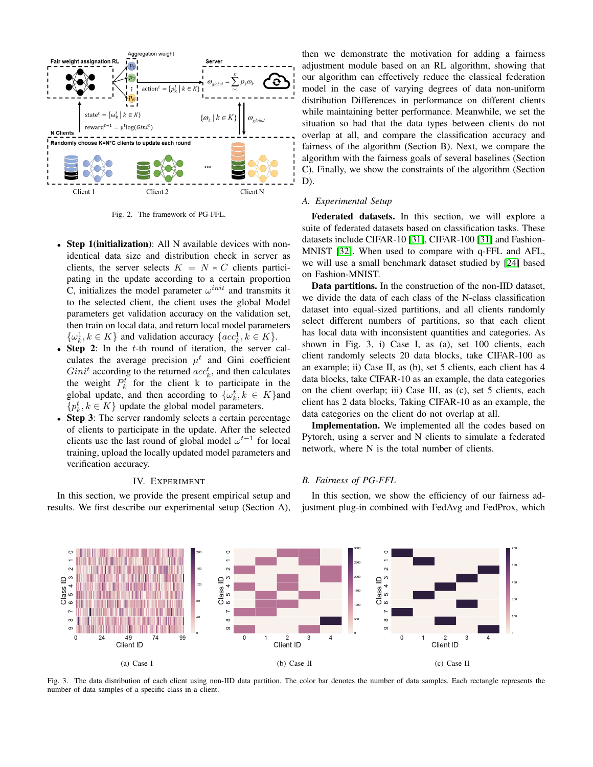Fig. 2. The framework of PG-FFL.

- **Step 1(initialization)**: All N available devices with non-identical data size and distribution check in server as clients, the server selects $K = N * C$ clients participating in the update according to a certain proportion C, initializes the model parameter $\omega^{init}$ and transmits it to the selected client, the client uses the global Model parameters get validation accuracy on the validation set, then train on local data, and return local model parameters $\{\omega_k^1, k \in K\}$ and validation accuracy $\{acc_k^1, k \in K\}$.
- **Step 2**: In the $t$-th round of iteration, the server calculates the average precision $\mu^t$ and Gini coefficient $Gini^t$ according to the returned $acc_k^t$, and then calculates the weight $P_k^t$ for the client k to participate in the global update, and then according to $\{\omega_k^t, k \in K\}$and $\{p_k^t, k \in K\}$ update the global model parameters.
- **Step 3**: The server randomly selects a certain percentage of clients to participate in the update. After the selected clients use the last round of global model $\omega^{t-1}$ for local training, upload the locally updated model parameters and verification accuracy.

## IV. Experiment

In this section, we provide the present empirical setup and results. We first describe our experimental setup (Section A), then we demonstrate the motivation for adding a fairness adjustment module based on an RL algorithm, showing that our algorithm can effectively reduce the classical federation model in the case of varying degrees of data non-uniform distribution Differences in performance on different clients while maintaining better performance. Meanwhile, we set the situation so bad that the data types between clients do not overlap at all, and compare the classification accuracy and fairness of the algorithm (Section B). Next, we compare the algorithm with the fairness goals of several baselines (Section C). Finally, we show the constraints of the algorithm (Section D).

### A. Experimental Setup

**Federated datasets.** In this section, we will explore a suite of federated datasets based on classification tasks. These datasets include CIFAR-10 [31], CIFAR-100 [31] and Fashion-MNIST [32]. When used to compare with q-FFL and AFL, we will use a small benchmark dataset studied by [24] based on Fashion-MNIST.

**Data partitions.** In the construction of the non-IID dataset, we divide the data of each class of the N-class classification dataset into equal-sized partitions, and all clients randomly select different numbers of partitions, so that each client has local data with inconsistent quantities and categories. As shown in Fig. 3, i) Case I, as (a), set 100 clients, each client randomly selects 20 data blocks, take CIFAR-100 as an example; ii) Case II, as (b), set 5 clients, each client has 4 data blocks, take CIFAR-10 as an example, the data categories on the client overlap; iii) Case III, as (c), set 5 clients, each client has 2 data blocks, Taking CIFAR-10 as an example, the data categories on the client do not overlap at all.

**Implementation.** We implemented all the codes based on Pytorch, using a server and N clients to simulate a federated network, where N is the total number of clients.

### B. Fairness of PG-FFL

In this section, we show the efficiency of our fairness adjustment plug-in combined with FedAvg and FedProx, which

(a) Case I (b) Case II (c) Case II

Fig. 3. The data distribution of each client using non-IID data partition. The color bar denotes the number of data samples. Each rectangle represents the number of data samples of a specific class in a client.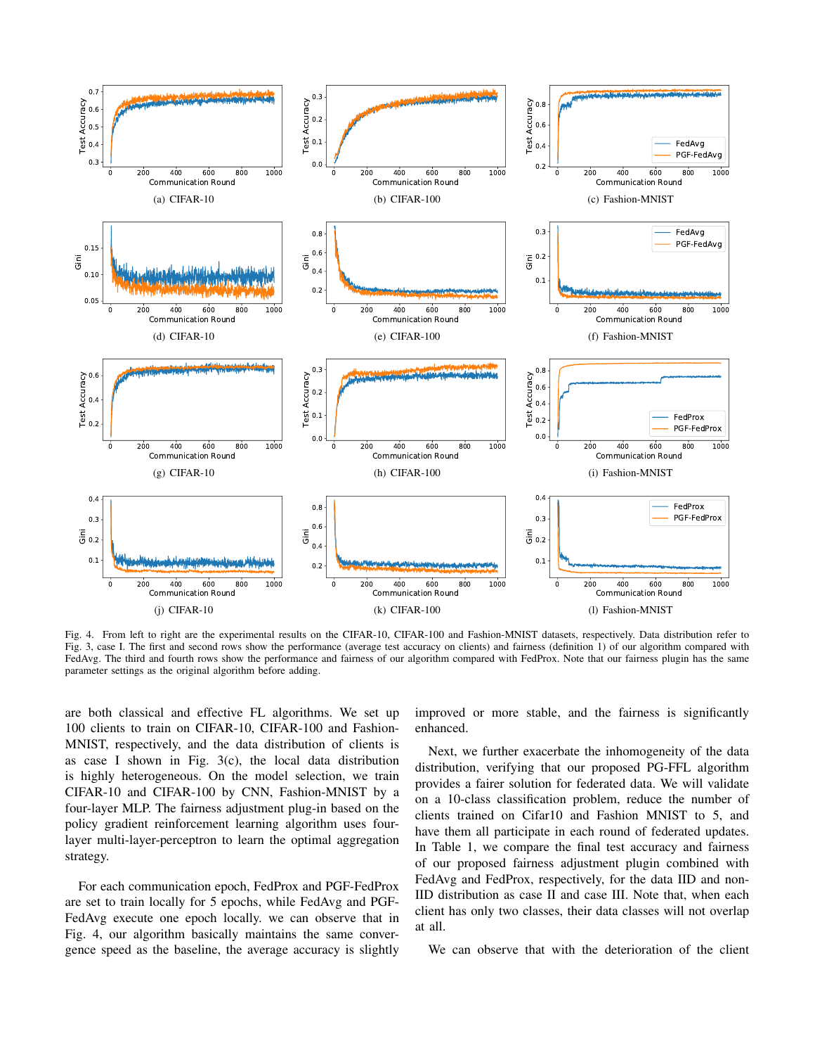Fig. 4. From left to right are the experimental results on the CIFAR-10, CIFAR-100 and Fashion-MNIST datasets, respectively. Data distribution refer to Fig. 3, case I. The first and second rows show the performance (average test accuracy on clients) and fairness (definition 1) of our algorithm compared with FedAvg. The third and fourth rows show the performance and fairness of our algorithm compared with FedProx. Note that our fairness plugin has the same parameter settings as the original algorithm before adding.

are both classical and effective FL algorithms. We set up 100 clients to train on CIFAR-10, CIFAR-100 and Fashion-MNIST, respectively, and the data distribution of clients is as case I shown in Fig. 3(c), the local data distribution is highly heterogeneous. On the model selection, we train CIFAR-10 and CIFAR-100 by CNN, Fashion-MNIST by a four-layer MLP. The fairness adjustment plug-in based on the policy gradient reinforcement learning algorithm uses four-layer multi-layer-perceptron to learn the optimal aggregation strategy.

For each communication epoch, FedProx and PGF-FedProx are set to train locally for 5 epochs, while FedAvg and PGF-FedAvg execute one epoch locally. we can observe that in Fig. 4, our algorithm basically maintains the same convergence speed as the baseline, the average accuracy is slightly improved or more stable, and the fairness is significantly enhanced.

Next, we further exacerbate the inhomogeneity of the data distribution, verifying that our proposed PG-FFL algorithm provides a fairer solution for federated data. We will validate on a 10-class classification problem, reduce the number of clients trained on Cifar10 and Fashion MNIST to 5, and have them all participate in each round of federated updates. In Table 1, we compare the final test accuracy and fairness of our proposed fairness adjustment plugin combined with FedAvg and FedProx, respectively, for the data IID and non-IID distribution as case II and case III. Note that, when each client has only two classes, their data classes will not overlap at all.

We can observe that with the deterioration of the client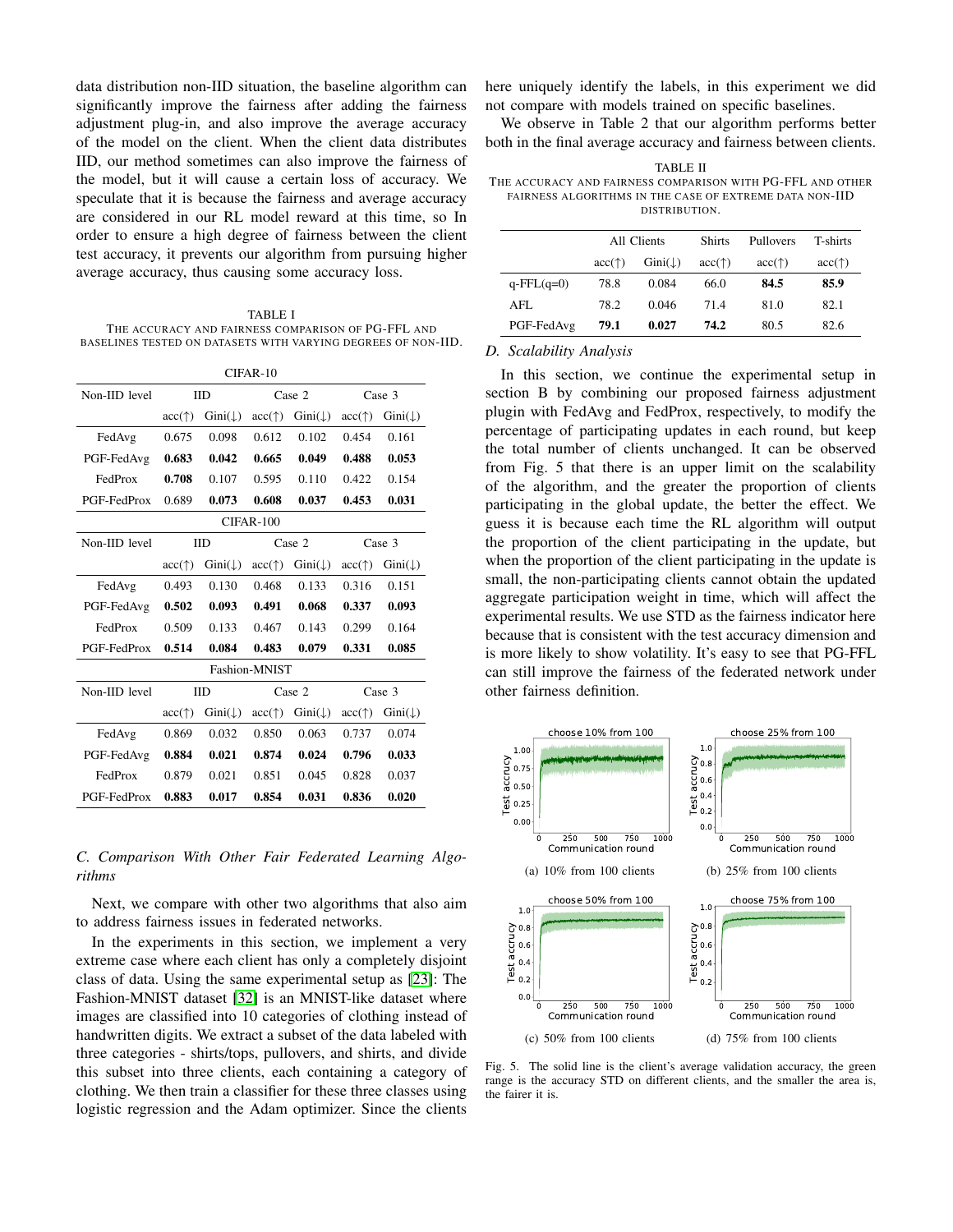data distribution non-IID situation, the baseline algorithm can significantly improve the fairness after adding the fairness adjustment plug-in, and also improve the average accuracy of the model on the client. When the client data distributes IID, our method sometimes can also improve the fairness of the model, but it will cause a certain loss of accuracy. We speculate that it is because the fairness and average accuracy are considered in our RL model reward at this time, so In order to ensure a high degree of fairness between the client test accuracy, it prevents our algorithm from pursuing higher average accuracy, thus causing some accuracy loss.

TABLE I
THE ACCURACY AND FAIRNESS COMPARISON OF PG-FFL AND BASELINES TESTED ON DATASETS WITH VARYING DEGREES OF NON-IID.

| CIFAR-10 | | | | | | |
|---|---|---|---|---|---|---|
| Non-IID level | IID | | Case 2 | | Case 3 | |
| | acc(↑) | Gini(↓) | acc(↑) | Gini(↓) | acc(↑) | Gini(↓) |
| FedAvg | 0.675 | 0.098 | 0.612 | 0.102 | 0.454 | 0.161 |
| PGF-FedAvg | **0.683** | **0.042** | **0.665** | **0.049** | **0.488** | **0.053** |
| FedProx | **0.708** | 0.107 | 0.595 | 0.110 | 0.422 | 0.154 |
| PGF-FedProx | 0.689 | **0.073** | **0.608** | **0.037** | **0.453** | **0.031** |
| **CIFAR-100** | | | | | | |
| Non-IID level | IID | | Case 2 | | Case 3 | |
| | acc(↑) | Gini(↓) | acc(↑) | Gini(↓) | acc(↑) | Gini(↓) |
| FedAvg | 0.493 | 0.130 | 0.468 | 0.133 | 0.316 | 0.151 |
| PGF-FedAvg | **0.502** | **0.093** | **0.491** | **0.068** | **0.337** | **0.093** |
| FedProx | 0.509 | 0.133 | 0.467 | 0.143 | 0.299 | 0.164 |
| PGF-FedProx | **0.514** | **0.084** | **0.483** | **0.079** | **0.331** | **0.085** |
| **Fashion-MNIST** | | | | | | |
| Non-IID level | IID | | Case 2 | | Case 3 | |
| | acc(↑) | Gini(↓) | acc(↑) | Gini(↓) | acc(↑) | Gini(↓) |
| FedAvg | 0.869 | 0.032 | 0.850 | 0.063 | 0.737 | 0.074 |
| PGF-FedAvg | **0.884** | **0.021** | **0.874** | **0.024** | **0.796** | **0.033** |
| FedProx | 0.879 | 0.021 | 0.851 | 0.045 | 0.828 | 0.037 |
| PGF-FedProx | **0.883** | **0.017** | **0.854** | **0.031** | **0.836** | **0.020** |

### *C. Comparison With Other Fair Federated Learning Algorithms*

Next, we compare with other two algorithms that also aim to address fairness issues in federated networks.

In the experiments in this section, we implement a very extreme case where each client has only a completely disjoint class of data. Using the same experimental setup as [23]: The Fashion-MNIST dataset [32] is an MNIST-like dataset where images are classified into 10 categories of clothing instead of handwritten digits. We extract a subset of the data labeled with three categories - shirts/tops, pullovers, and shirts, and divide this subset into three clients, each containing a category of clothing. We then train a classifier for these three classes using logistic regression and the Adam optimizer. Since the clients here uniquely identify the labels, in this experiment we did not compare with models trained on specific baselines.

We observe in Table 2 that our algorithm performs better both in the final average accuracy and fairness between clients.

TABLE II
THE ACCURACY AND FAIRNESS COMPARISON WITH PG-FFL AND OTHER FAIRNESS ALGORITHMS IN THE CASE OF EXTREME DATA NON-IID DISTRIBUTION.

| | All Clients | | Shirts | Pullovers | T-shirts |
|---|---|---|---|---|---|
| | acc(↑) | Gini(↓) | acc(↑) | acc(↑) | acc(↑) |
| q-FFL(q=0) | 78.8 | 0.084 | 66.0 | **84.5** | **85.9** |
| AFL | 78.2 | 0.046 | 71.4 | 81.0 | 82.1 |
| PGF-FedAvg | **79.1** | **0.027** | **74.2** | 80.5 | 82.6 |

### *D. Scalability Analysis*

In this section, we continue the experimental setup in section B by combining our proposed fairness adjustment plugin with FedAvg and FedProx, respectively, to modify the percentage of participating updates in each round, but keep the total number of clients unchanged. It can be observed from Fig. 5 that there is an upper limit on the scalability of the algorithm, and the greater the proportion of clients participating in the global update, the better the effect. We guess it is because each time the RL algorithm will output the proportion of the client participating in the update, but when the proportion of the client participating in the update is small, the non-participating clients cannot obtain the updated aggregate participation weight in time, which will affect the experimental results. We use STD as the fairness indicator here because that is consistent with the test accuracy dimension and is more likely to show volatility. It's easy to see that PG-FFL can still improve the fairness of the federated network under other fairness definition.

(a) 10% from 100 clients

(b) 25% from 100 clients

(c) 50% from 100 clients

(d) 75% from 100 clients

Fig. 5. The solid line is the client's average validation accuracy, the green range is the accuracy STD on different clients, and the smaller the area is, the fairer it is.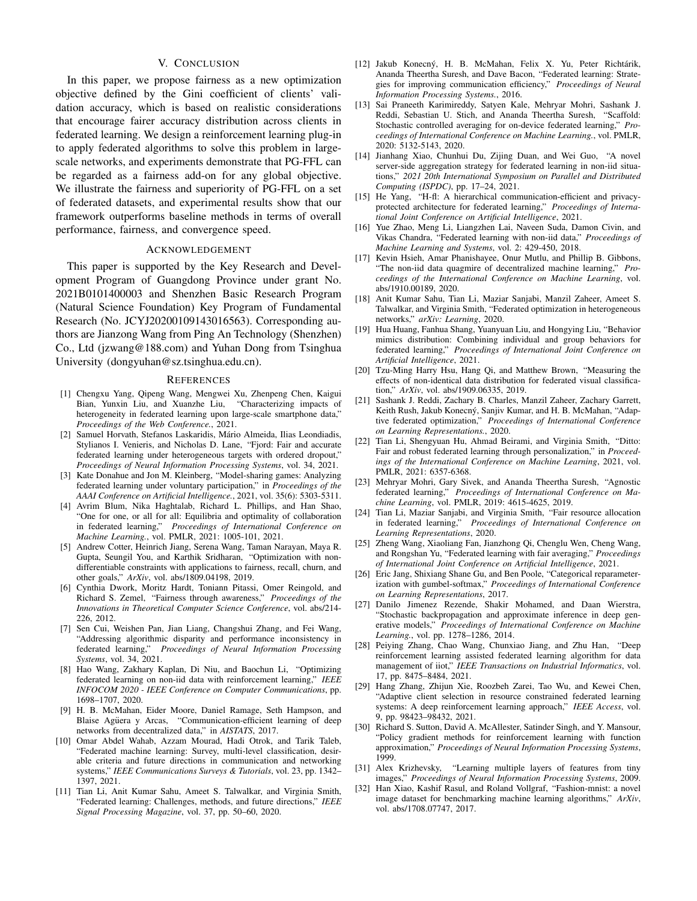## V. Conclusion

In this paper, we propose fairness as a new optimization objective defined by the Gini coefficient of clients' validation accuracy, which is based on realistic considerations that encourage fairer accuracy distribution across clients in federated learning. We design a reinforcement learning plug-in to apply federated algorithms to solve this problem in large-scale networks, and experiments demonstrate that PG-FFL can be regarded as a fairness add-on for any global objective. We illustrate the fairness and superiority of PG-FFL on a set of federated datasets, and experimental results show that our framework outperforms baseline methods in terms of overall performance, fairness, and convergence speed.

## Acknowledgement

This paper is supported by the Key Research and Development Program of Guangdong Province under grant No. 2021B0101400003 and Shenzhen Basic Research Program (Natural Science Foundation) Key Program of Fundamental Research (No. JCYJ20200109143016563). Corresponding authors are Jianzong Wang from Ping An Technology (Shenzhen) Co., Ltd (jzwang@188.com) and Yuhan Dong from Tsinghua University (dongyuhan@sz.tsinghua.edu.cn).

## References

[1] Chengxu Yang, Qipeng Wang, Mengwei Xu, Zhenpeng Chen, Kaigui Bian, Yunxin Liu, and Xuanzhe Liu, "Characterizing impacts of heterogeneity in federated learning upon large-scale smartphone data," *Proceedings of the Web Conference.*, 2021.

[2] Samuel Horvath, Stefanos Laskaridis, Mário Almeida, Ilias Leondiadis, Stylianos I. Venieris, and Nicholas D. Lane, "Fjord: Fair and accurate federated learning under heterogeneous targets with ordered dropout," *Proceedings of Neural Information Processing Systems*, vol. 34, 2021.

[3] Kate Donahue and Jon M. Kleinberg, "Model-sharing games: Analyzing federated learning under voluntary participation," in *Proceedings of the AAAI Conference on Artificial Intelligence.*, 2021, vol. 35(6): 5303-5311.

[4] Avrim Blum, Nika Haghtalab, Richard L. Phillips, and Han Shao, "One for one, or all for all: Equilibria and optimality of collaboration in federated learning," *Proceedings of International Conference on Machine Learning.*, vol. PMLR, 2021: 1005-101, 2021.

[5] Andrew Cotter, Heinrich Jiang, Serena Wang, Taman Narayan, Maya R. Gupta, Seungil You, and Karthik Sridharan, "Optimization with non-differentiable constraints with applications to fairness, recall, churn, and other goals," *ArXiv*, vol. abs/1809.04198, 2019.

[6] Cynthia Dwork, Moritz Hardt, Toniann Pitassi, Omer Reingold, and Richard S. Zemel, "Fairness through awareness," *Proceedings of the Innovations in Theoretical Computer Science Conference*, vol. abs/214-226, 2012.

[7] Sen Cui, Weishen Pan, Jian Liang, Changshui Zhang, and Fei Wang, "Addressing algorithmic disparity and performance inconsistency in federated learning," *Proceedings of Neural Information Processing Systems*, vol. 34, 2021.

[8] Hao Wang, Zakhary Kaplan, Di Niu, and Baochun Li, "Optimizing federated learning on non-iid data with reinforcement learning," *IEEE INFOCOM 2020 - IEEE Conference on Computer Communications*, pp. 1698–1707, 2020.

[9] H. B. McMahan, Eider Moore, Daniel Ramage, Seth Hampson, and Blaise Agüera y Arcas, "Communication-efficient learning of deep networks from decentralized data," in *AISTATS*, 2017.

[10] Omar Abdel Wahab, Azzam Mourad, Hadi Otrok, and Tarik Taleb, "Federated machine learning: Survey, multi-level classification, desirable criteria and future directions in communication and networking systems," *IEEE Communications Surveys & Tutorials*, vol. 23, pp. 1342–1397, 2021.

[11] Tian Li, Anit Kumar Sahu, Ameet S. Talwalkar, and Virginia Smith, "Federated learning: Challenges, methods, and future directions," *IEEE Signal Processing Magazine*, vol. 37, pp. 50–60, 2020.

[12] Jakub Konecný, H. B. McMahan, Felix X. Yu, Peter Richtárik, Ananda Theertha Suresh, and Dave Bacon, "Federated learning: Strategies for improving communication efficiency," *Proceedings of Neural Information Processing Systems.*, 2016.

[13] Sai Praneeth Karimireddy, Satyen Kale, Mehryar Mohri, Sashank J. Reddi, Sebastian U. Stich, and Ananda Theertha Suresh, "Scaffold: Stochastic controlled averaging for on-device federated learning," *Proceedings of International Conference on Machine Learning.*, vol. PMLR, 2020: 5132-5143, 2020.

[14] Jianhang Xiao, Chunhui Du, Zijing Duan, and Wei Guo, "A novel server-side aggregation strategy for federated learning in non-iid situations," *2021 20th International Symposium on Parallel and Distributed Computing (ISPDC)*, pp. 17–24, 2021.

[15] He Yang, "H-fl: A hierarchical communication-efficient and privacy-protected architecture for federated learning," *Proceedings of International Joint Conference on Artificial Intelligence*, 2021.

[16] Yue Zhao, Meng Li, Liangzhen Lai, Naveen Suda, Damon Civin, and Vikas Chandra, "Federated learning with non-iid data," *Proceedings of Machine Learning and Systems*, vol. 2: 429-450, 2018.

[17] Kevin Hsieh, Amar Phanishayee, Onur Mutlu, and Phillip B. Gibbons, "The non-iid data quagmire of decentralized machine learning," *Proceedings of the International Conference on Machine Learning*, vol. abs/1910.00189, 2020.

[18] Anit Kumar Sahu, Tian Li, Maziar Sanjabi, Manzil Zaheer, Ameet S. Talwalkar, and Virginia Smith, "Federated optimization in heterogeneous networks," *arXiv: Learning*, 2020.

[19] Hua Huang, Fanhua Shang, Yuanyuan Liu, and Hongying Liu, "Behavior mimics distribution: Combining individual and group behaviors for federated learning," *Proceedings of International Joint Conference on Artificial Intelligence*, 2021.

[20] Tzu-Ming Harry Hsu, Hang Qi, and Matthew Brown, "Measuring the effects of non-identical data distribution for federated visual classification," *ArXiv*, vol. abs/1909.06335, 2019.

[21] Sashank J. Reddi, Zachary B. Charles, Manzil Zaheer, Zachary Garrett, Keith Rush, Jakub Konecný, Sanjiv Kumar, and H. B. McMahan, "Adaptive federated optimization," *Proceedings of International Conference on Learning Representations.*, 2020.

[22] Tian Li, Shengyuan Hu, Ahmad Beirami, and Virginia Smith, "Ditto: Fair and robust federated learning through personalization," in *Proceedings of the International Conference on Machine Learning*, 2021, vol. PMLR, 2021: 6357-6368.

[23] Mehryar Mohri, Gary Sivek, and Ananda Theertha Suresh, "Agnostic federated learning," *Proceedings of International Conference on Machine Learning*, vol. PMLR, 2019: 4615-4625, 2019.

[24] Tian Li, Maziar Sanjabi, and Virginia Smith, "Fair resource allocation in federated learning," *Proceedings of International Conference on Learning Representations*, 2020.

[25] Zheng Wang, Xiaoliang Fan, Jianzhong Qi, Chenglu Wen, Cheng Wang, and Rongshan Yu, "Federated learning with fair averaging," *Proceedings of International Joint Conference on Artificial Intelligence*, 2021.

[26] Eric Jang, Shixiang Shane Gu, and Ben Poole, "Categorical reparameterization with gumbel-softmax," *Proceedings of International Conference on Learning Representations*, 2017.

[27] Danilo Jimenez Rezende, Shakir Mohamed, and Daan Wierstra, "Stochastic backpropagation and approximate inference in deep generative models," *Proceedings of International Conference on Machine Learning.*, vol. pp. 1278–1286, 2014.

[28] Peiying Zhang, Chao Wang, Chunxiao Jiang, and Zhu Han, "Deep reinforcement learning assisted federated learning algorithm for data management of iiot," *IEEE Transactions on Industrial Informatics*, vol. 17, pp. 8475–8484, 2021.

[29] Hang Zhang, Zhijun Xie, Roozbeh Zarei, Tao Wu, and Kewei Chen, "Adaptive client selection in resource constrained federated learning systems: A deep reinforcement learning approach," *IEEE Access*, vol. 9, pp. 98423–98432, 2021.

[30] Richard S. Sutton, David A. McAllester, Satinder Singh, and Y. Mansour, "Policy gradient methods for reinforcement learning with function approximation," *Proceedings of Neural Information Processing Systems*, 1999.

[31] Alex Krizhevsky, "Learning multiple layers of features from tiny images," *Proceedings of Neural Information Processing Systems*, 2009.

[32] Han Xiao, Kashif Rasul, and Roland Vollgraf, "Fashion-mnist: a novel image dataset for benchmarking machine learning algorithms," *ArXiv*, vol. abs/1708.07747, 2017.